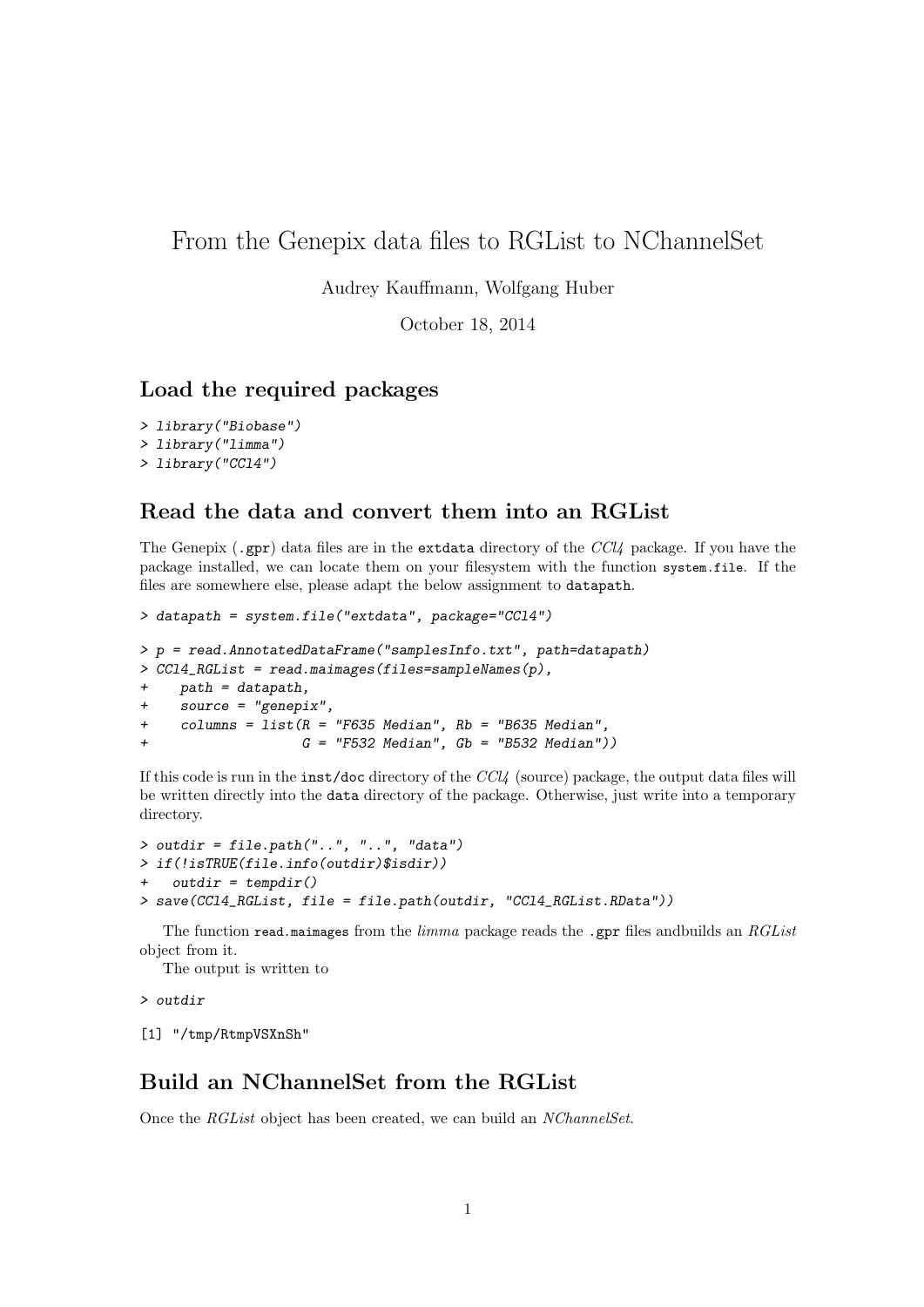# From the Genepix data files to RGList to NChannelSet

Audrey Kauffmann, Wolfgang Huber

October 18, 2014

## Load the required packages

```
> library("Biobase")
> library("limma")
> library("CCl4")
```

## Read the data and convert them into an RGList

The Genepix (`.gpr`) data files are in the `extdata` directory of the *CCl4* package. If you have the package installed, we can locate them on your filesystem with the function `system.file`. If the files are somewhere else, please adapt the below assignment to `datapath`.

```
> datapath = system.file("extdata", package="CCl4")
```

```
> p = read.AnnotatedDataFrame("samplesInfo.txt", path=datapath)
> CCl4_RGList = read.maimages(files=sampleNames(p),
+    path = datapath,
+    source = "genepix",
+    columns = list(R = "F635 Median", Rb = "B635 Median",
+                   G = "F532 Median", Gb = "B532 Median"))
```

If this code is run in the `inst/doc` directory of the *CCl4* (source) package, the output data files will be written directly into the `data` directory of the package. Otherwise, just write into a temporary directory.

```
> outdir = file.path("..", "..", "data")
> if(!isTRUE(file.info(outdir)$isdir))
+   outdir = tempdir()
> save(CCl4_RGList, file = file.path(outdir, "CCl4_RGList.RData"))
```

The function `read.maimages` from the *limma* package reads the `.gpr` files andbuilds an *RGList* object from it.

The output is written to

```
> outdir

[1] "/tmp/RtmpVSXnSh"
```

## Build an NChannelSet from the RGList

Once the *RGList* object has been created, we can build an *NChannelSet*.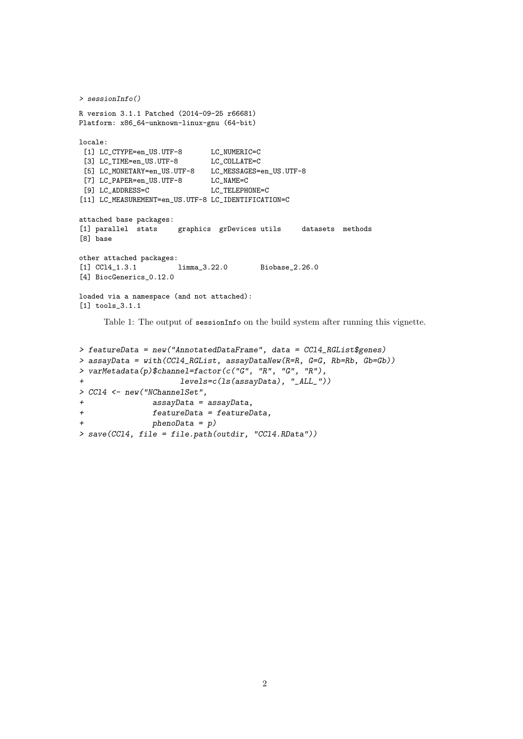```
> sessionInfo()

R version 3.1.1 Patched (2014-09-25 r66681)
Platform: x86_64-unknown-linux-gnu (64-bit)

locale:
 [1] LC_CTYPE=en_US.UTF-8       LC_NUMERIC=C
 [3] LC_TIME=en_US.UTF-8        LC_COLLATE=C
 [5] LC_MONETARY=en_US.UTF-8    LC_MESSAGES=en_US.UTF-8
 [7] LC_PAPER=en_US.UTF-8       LC_NAME=C
 [9] LC_ADDRESS=C               LC_TELEPHONE=C
[11] LC_MEASUREMENT=en_US.UTF-8 LC_IDENTIFICATION=C

attached base packages:
[1] parallel  stats     graphics  grDevices utils     datasets  methods
[8] base

other attached packages:
[1] CCl4_1.3.1          limma_3.22.0        Biobase_2.26.0
[4] BiocGenerics_0.12.0

loaded via a namespace (and not attached):
[1] tools_3.1.1
```

Table 1: The output of sessionInfo on the build system after running this vignette.

```
> featureData = new("AnnotatedDataFrame", data = CCl4_RGList$genes)
> assayData = with(CCl4_RGList, assayDataNew(R=R, G=G, Rb=Rb, Gb=Gb))
> varMetadata(p)$channel=factor(c("G", "R", "G", "R"),
+                      levels=c(ls(assayData), "_ALL_"))
> CCl4 <- new("NChannelSet",
+               assayData = assayData,
+               featureData = featureData,
+               phenoData = p)
> save(CCl4, file = file.path(outdir, "CCl4.RData"))
```